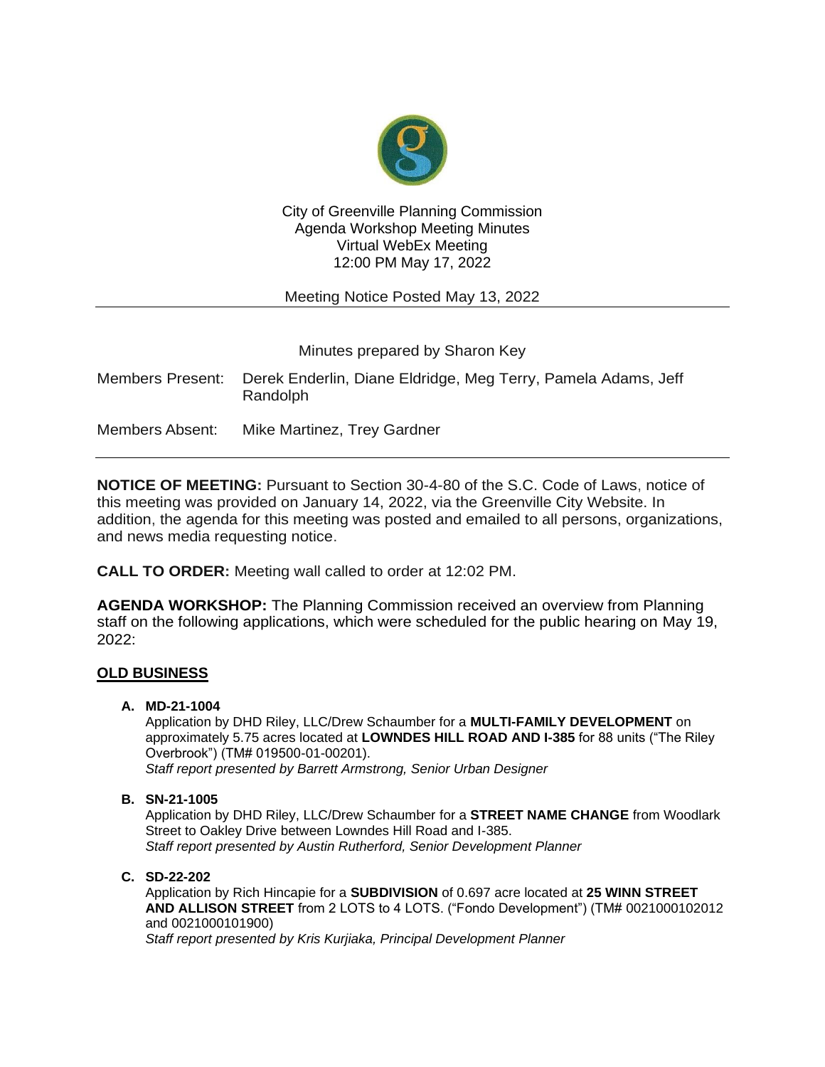City of Greenville Planning Commission
Agenda Workshop Meeting Minutes
Virtual WebEx Meeting
12:00 PM May 17, 2022

Meeting Notice Posted May 13, 2022

---

Minutes prepared by Sharon Key

Members Present: Derek Enderlin, Diane Eldridge, Meg Terry, Pamela Adams, Jeff Randolph

Members Absent: Mike Martinez, Trey Gardner

---

**NOTICE OF MEETING:** Pursuant to Section 30-4-80 of the S.C. Code of Laws, notice of this meeting was provided on January 14, 2022, via the Greenville City Website. In addition, the agenda for this meeting was posted and emailed to all persons, organizations, and news media requesting notice.

**CALL TO ORDER:** Meeting wall called to order at 12:02 PM.

**AGENDA WORKSHOP:** The Planning Commission received an overview from Planning staff on the following applications, which were scheduled for the public hearing on May 19, 2022:

## OLD BUSINESS

**A. MD-21-1004**
Application by DHD Riley, LLC/Drew Schaumber for a **MULTI-FAMILY DEVELOPMENT** on approximately 5.75 acres located at **LOWNDES HILL ROAD AND I-385** for 88 units ("The Riley Overbrook") (TM# 019500-01-00201).
*Staff report presented by Barrett Armstrong, Senior Urban Designer*

**B. SN-21-1005**
Application by DHD Riley, LLC/Drew Schaumber for a **STREET NAME CHANGE** from Woodlark Street to Oakley Drive between Lowndes Hill Road and I-385.
*Staff report presented by Austin Rutherford, Senior Development Planner*

**C. SD-22-202**
Application by Rich Hincapie for a **SUBDIVISION** of 0.697 acre located at **25 WINN STREET AND ALLISON STREET** from 2 LOTS to 4 LOTS. ("Fondo Development") (TM# 0021000102012 and 0021000101900)
*Staff report presented by Kris Kurjiaka, Principal Development Planner*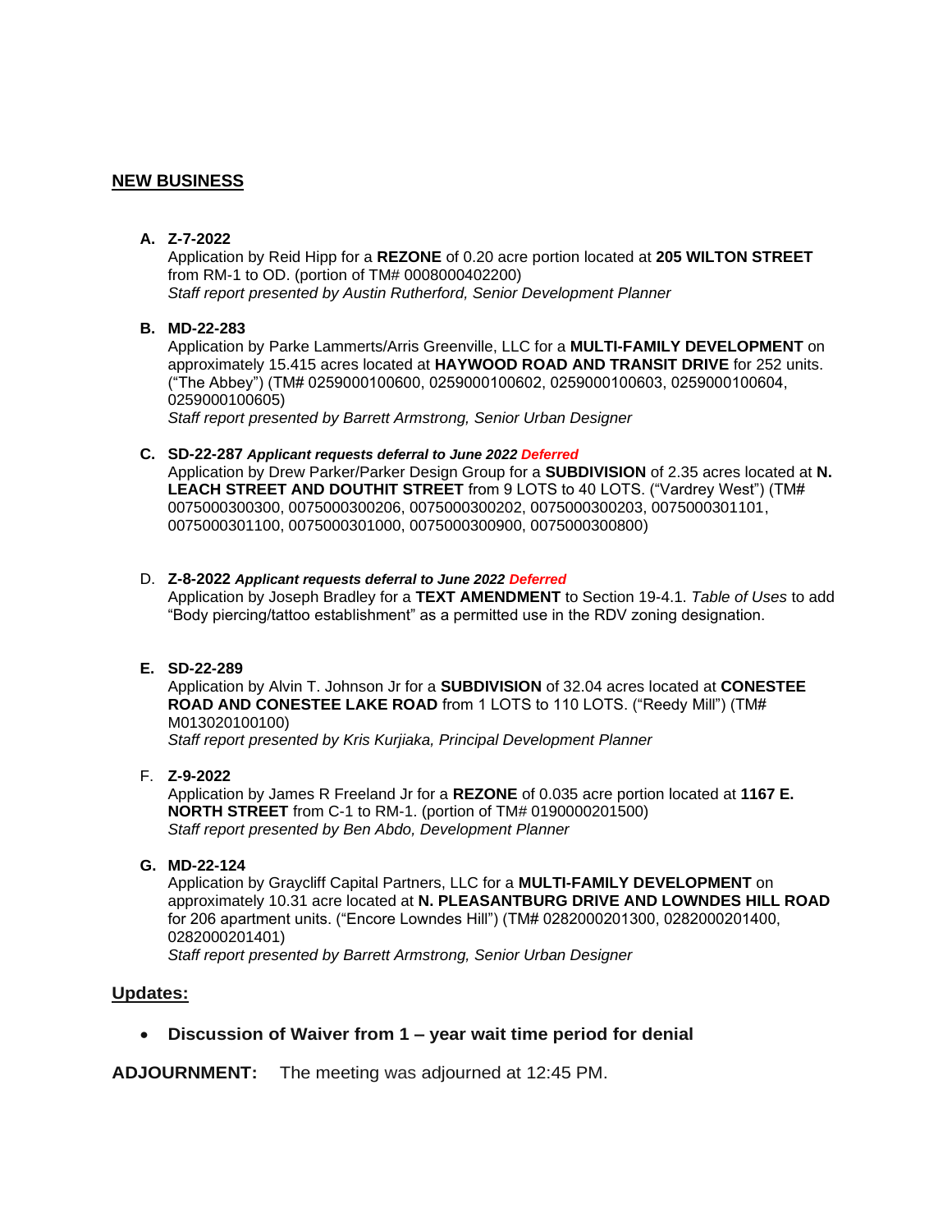## NEW BUSINESS

**A. Z-7-2022**
Application by Reid Hipp for a **REZONE** of 0.20 acre portion located at **205 WILTON STREET** from RM-1 to OD. (portion of TM# 0008000402200)
*Staff report presented by Austin Rutherford, Senior Development Planner*

**B. MD-22-283**
Application by Parke Lammerts/Arris Greenville, LLC for a **MULTI-FAMILY DEVELOPMENT** on approximately 15.415 acres located at **HAYWOOD ROAD AND TRANSIT DRIVE** for 252 units. ("The Abbey") (TM# 0259000100600, 0259000100602, 0259000100603, 0259000100604, 0259000100605)
*Staff report presented by Barrett Armstrong, Senior Urban Designer*

**C. SD-22-287** ***Applicant requests deferral to June 2022*** ***Deferred***
Application by Drew Parker/Parker Design Group for a **SUBDIVISION** of 2.35 acres located at **N. LEACH STREET AND DOUTHIT STREET** from 9 LOTS to 40 LOTS. ("Vardrey West") (TM# 0075000300300, 0075000300206, 0075000300202, 0075000300203, 0075000301101, 0075000301100, 0075000301000, 0075000300900, 0075000300800)

D. **Z-8-2022** ***Applicant requests deferral to June 2022*** ***Deferred***
Application by Joseph Bradley for a **TEXT AMENDMENT** to Section 19-4.1. *Table of Uses* to add "Body piercing/tattoo establishment" as a permitted use in the RDV zoning designation.

**E. SD-22-289**
Application by Alvin T. Johnson Jr for a **SUBDIVISION** of 32.04 acres located at **CONESTEE ROAD AND CONESTEE LAKE ROAD** from 1 LOTS to 110 LOTS. ("Reedy Mill") (TM# M013020100100)
*Staff report presented by Kris Kurjiaka, Principal Development Planner*

F. **Z-9-2022**
Application by James R Freeland Jr for a **REZONE** of 0.035 acre portion located at **1167 E. NORTH STREET** from C-1 to RM-1. (portion of TM# 0190000201500)
*Staff report presented by Ben Abdo, Development Planner*

**G. MD-22-124**
Application by Graycliff Capital Partners, LLC for a **MULTI-FAMILY DEVELOPMENT** on approximately 10.31 acre located at **N. PLEASANTBURG DRIVE AND LOWNDES HILL ROAD** for 206 apartment units. ("Encore Lowndes Hill") (TM# 0282000201300, 0282000201400, 0282000201401)
*Staff report presented by Barrett Armstrong, Senior Urban Designer*

## Updates:

- **Discussion of Waiver from 1 – year wait time period for denial**

**ADJOURNMENT:** The meeting was adjourned at 12:45 PM.